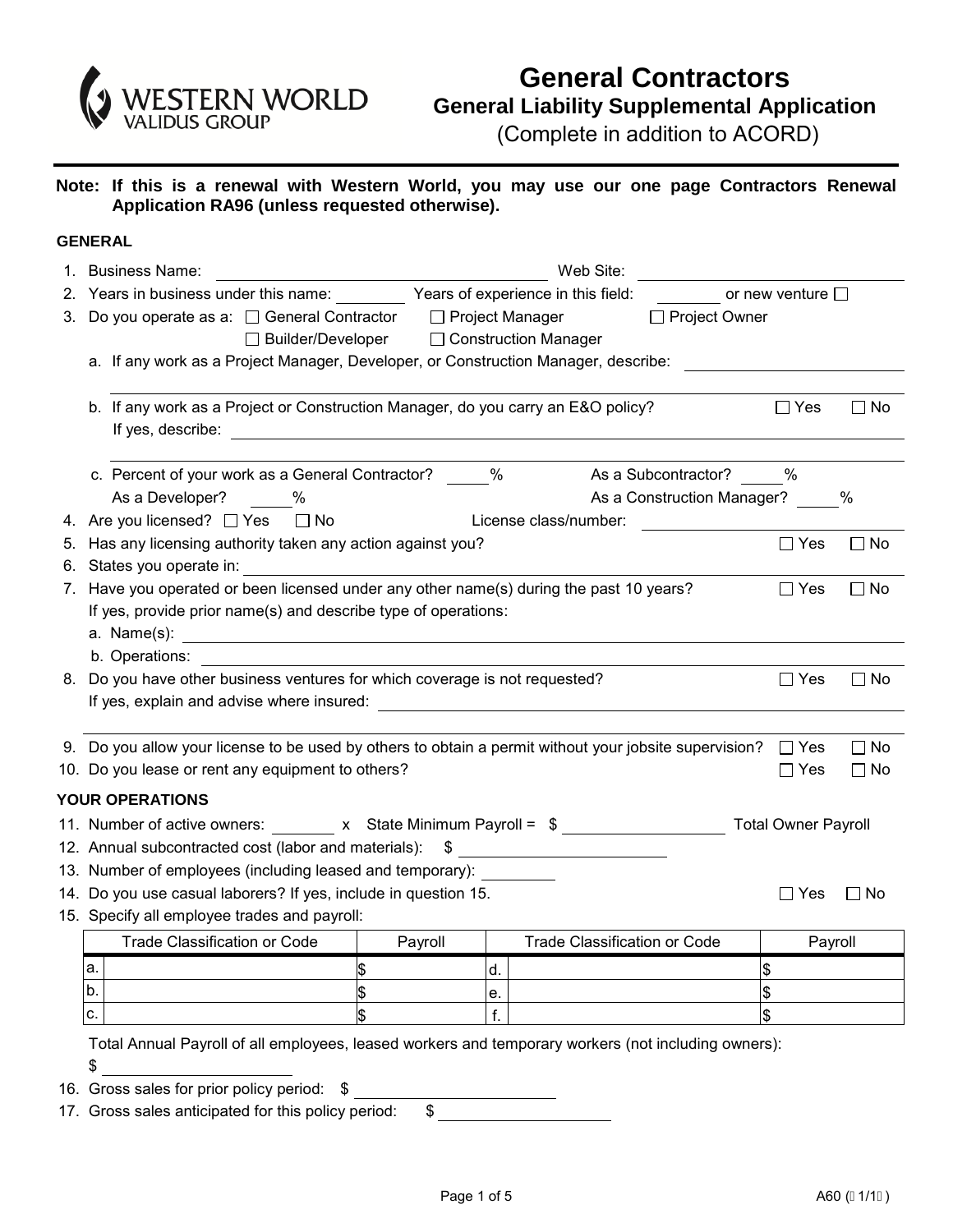# General Contractors

## General Liability Supplemental Application

(Complete in addition to ACORD)

**Note: If this is a renewal with Western World, you may use our one page Contractors Renewal Application RA96 (unless requested otherwise).**

### GENERAL

1. Business Name: \_\_\_\_\_\_\_\_\_\_\_\_\_\_\_\_ Web Site: \_\_\_\_\_\_\_\_\_\_\_\_\_\_\_\_
2. Years in business under this name: \_\_\_\_\_\_\_\_ Years of experience in this field: \_\_\_\_\_\_\_\_ or new venture ☐
3. Do you operate as a: ☐ General Contractor ☐ Project Manager ☐ Project Owner ☐ Builder/Developer ☐ Construction Manager
   a. If any work as a Project Manager, Developer, or Construction Manager, describe: \_\_\_\_\_\_\_\_\_\_\_\_\_\_\_\_
   b. If any work as a Project or Construction Manager, do you carry an E&O policy? ☐ Yes ☐ No
      If yes, describe: \_\_\_\_\_\_\_\_\_\_\_\_\_\_\_\_
   c. Percent of your work as a General Contractor? \_\_\_\_\_% As a Subcontractor? \_\_\_\_\_%
      As a Developer? \_\_\_\_\_% As a Construction Manager? \_\_\_\_\_%
4. Are you licensed? ☐ Yes ☐ No License class/number: \_\_\_\_\_\_\_\_\_\_\_\_\_\_\_\_
5. Has any licensing authority taken any action against you? ☐ Yes ☐ No
6. States you operate in: \_\_\_\_\_\_\_\_\_\_\_\_\_\_\_\_
7. Have you operated or been licensed under any other name(s) during the past 10 years? ☐ Yes ☐ No
   If yes, provide prior name(s) and describe type of operations:
   a. Name(s): \_\_\_\_\_\_\_\_\_\_\_\_\_\_\_\_
   b. Operations: \_\_\_\_\_\_\_\_\_\_\_\_\_\_\_\_
8. Do you have other business ventures for which coverage is not requested? ☐ Yes ☐ No
   If yes, explain and advise where insured: \_\_\_\_\_\_\_\_\_\_\_\_\_\_\_\_
9. Do you allow your license to be used by others to obtain a permit without your jobsite supervision? ☐ Yes ☐ No
10. Do you lease or rent any equipment to others? ☐ Yes ☐ No

### YOUR OPERATIONS

11. Number of active owners: \_\_\_\_\_\_\_\_ x State Minimum Payroll = $ \_\_\_\_\_\_\_\_\_\_\_\_\_\_\_\_ Total Owner Payroll
12. Annual subcontracted cost (labor and materials): $ \_\_\_\_\_\_\_\_\_\_\_\_\_\_\_\_
13. Number of employees (including leased and temporary): \_\_\_\_\_\_\_\_
14. Do you use casual laborers? If yes, include in question 15. ☐ Yes ☐ No
15. Specify all employee trades and payroll:

| | Trade Classification or Code | Payroll | | Trade Classification or Code | Payroll |
|---|---|---|---|---|---|
| a. | | $ | d. | | $ |
| b. | | $ | e. | | $ |
| c. | | $ | f. | | $ |

Total Annual Payroll of all employees, leased workers and temporary workers (not including owners):
$ \_\_\_\_\_\_\_\_\_\_\_\_\_\_\_\_

16. Gross sales for prior policy period: $ \_\_\_\_\_\_\_\_\_\_\_\_\_\_\_\_
17. Gross sales anticipated for this policy period: $ \_\_\_\_\_\_\_\_\_\_\_\_\_\_\_\_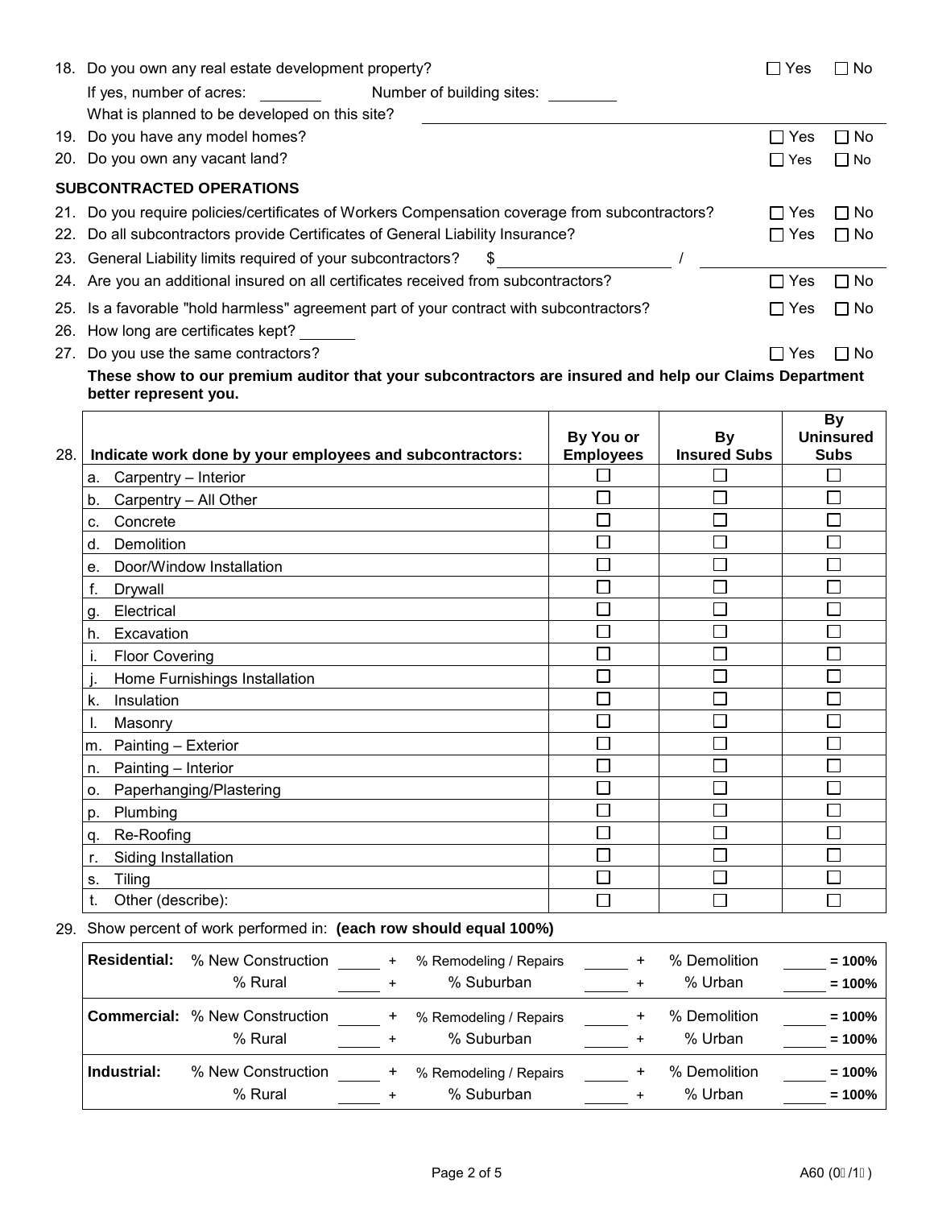18. Do you own any real estate development property? ☐ Yes ☐ No

If yes, number of acres: ________ Number of building sites: ________

What is planned to be developed on this site? ______________________________

19. Do you have any model homes? ☐ Yes ☐ No
20. Do you own any vacant land? ☐ Yes ☐ No

## SUBCONTRACTED OPERATIONS

21. Do you require policies/certificates of Workers Compensation coverage from subcontractors? ☐ Yes ☐ No
22. Do all subcontractors provide Certificates of General Liability Insurance? ☐ Yes ☐ No
23. General Liability limits required of your subcontractors? $ ____________ / ____________
24. Are you an additional insured on all certificates received from subcontractors? ☐ Yes ☐ No
25. Is a favorable "hold harmless" agreement part of your contract with subcontractors? ☐ Yes ☐ No
26. How long are certificates kept? _______
27. Do you use the same contractors? ☐ Yes ☐ No

**These show to our premium auditor that your subcontractors are insured and help our Claims Department better represent you.**

| 28. Indicate work done by your employees and subcontractors: | By You or Employees | By Insured Subs | By Uninsured Subs |
|---|---|---|---|
| a. Carpentry – Interior | ☐ | ☐ | ☐ |
| b. Carpentry – All Other | ☐ | ☐ | ☐ |
| c. Concrete | ☐ | ☐ | ☐ |
| d. Demolition | ☐ | ☐ | ☐ |
| e. Door/Window Installation | ☐ | ☐ | ☐ |
| f. Drywall | ☐ | ☐ | ☐ |
| g. Electrical | ☐ | ☐ | ☐ |
| h. Excavation | ☐ | ☐ | ☐ |
| i. Floor Covering | ☐ | ☐ | ☐ |
| j. Home Furnishings Installation | ☐ | ☐ | ☐ |
| k. Insulation | ☐ | ☐ | ☐ |
| l. Masonry | ☐ | ☐ | ☐ |
| m. Painting – Exterior | ☐ | ☐ | ☐ |
| n. Painting – Interior | ☐ | ☐ | ☐ |
| o. Paperhanging/Plastering | ☐ | ☐ | ☐ |
| p. Plumbing | ☐ | ☐ | ☐ |
| q. Re-Roofing | ☐ | ☐ | ☐ |
| r. Siding Installation | ☐ | ☐ | ☐ |
| s. Tiling | ☐ | ☐ | ☐ |
| t. Other (describe): | ☐ | ☐ | ☐ |

29. Show percent of work performed in: **(each row should equal 100%)**

| | | | | | | | |
|---|---|---|---|---|---|---|---|
| **Residential:** | % New Construction | ____ + | % Remodeling / Repairs | ____ + | % Demolition | ____ | **= 100%** |
| | % Rural | ____ + | % Suburban | ____ + | % Urban | ____ | **= 100%** |
| **Commercial:** | % New Construction | ____ + | % Remodeling / Repairs | ____ + | % Demolition | ____ | **= 100%** |
| | % Rural | ____ + | % Suburban | ____ + | % Urban | ____ | **= 100%** |
| **Industrial:** | % New Construction | ____ + | % Remodeling / Repairs | ____ + | % Demolition | ____ | **= 100%** |
| | % Rural | ____ + | % Suburban | ____ + | % Urban | ____ | **= 100%** |

A60 (0 /1 )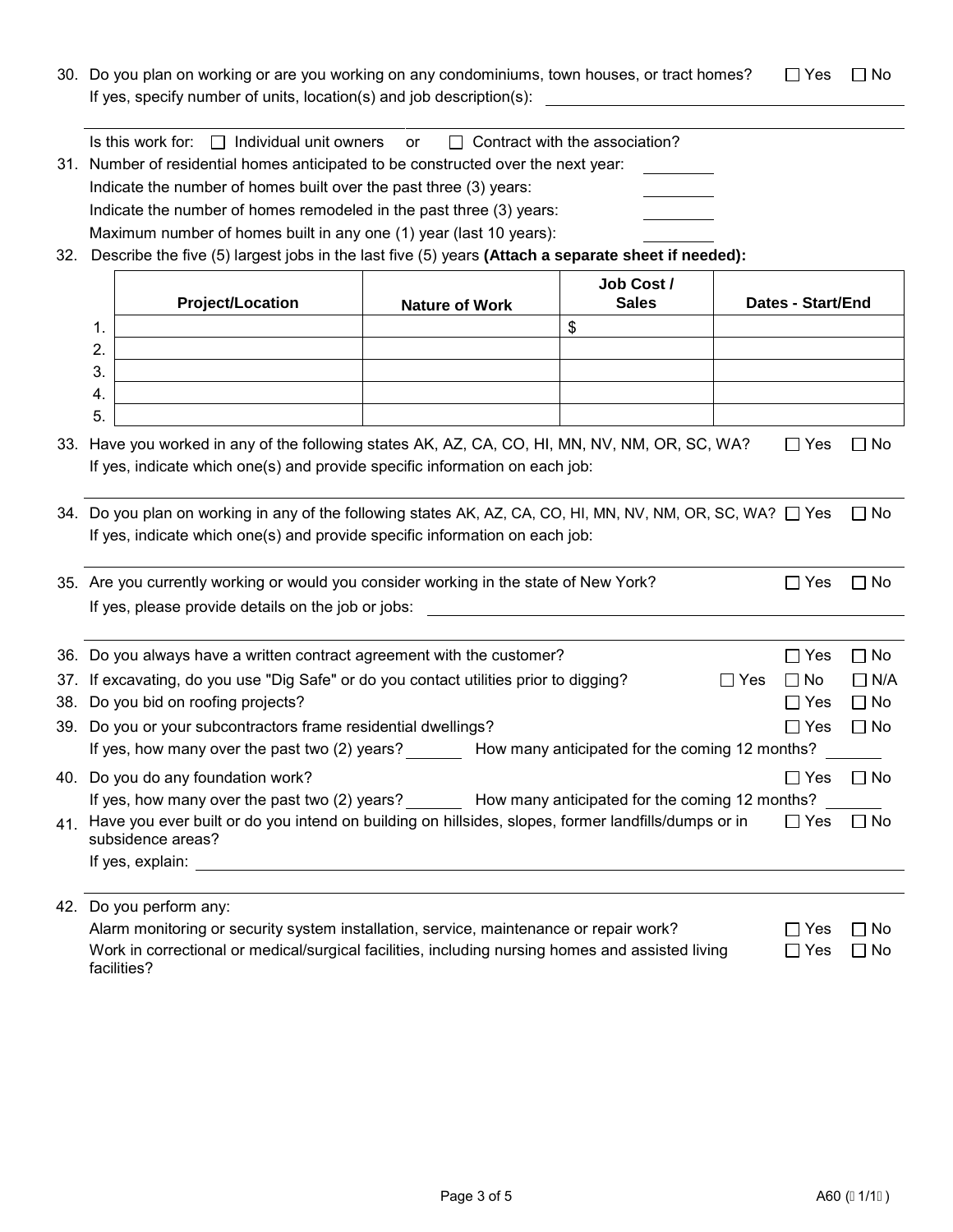30. Do you plan on working or are you working on any condominiums, town houses, or tract homes? ☐ Yes ☐ No

    If yes, specify number of units, location(s) and job description(s): ______________________

    Is this work for: ☐ Individual unit owners or ☐ Contract with the association?

31. Number of residential homes anticipated to be constructed over the next year: ________

    Indicate the number of homes built over the past three (3) years: ________

    Indicate the number of homes remodeled in the past three (3) years: ________

    Maximum number of homes built in any one (1) year (last 10 years): ________

32. Describe the five (5) largest jobs in the last five (5) years **(Attach a separate sheet if needed):**

| | Project/Location | Nature of Work | Job Cost / Sales | Dates - Start/End |
|---|---|---|---|---|
| 1. | | | $ | |
| 2. | | | | |
| 3. | | | | |
| 4. | | | | |
| 5. | | | | |

33. Have you worked in any of the following states AK, AZ, CA, CO, HI, MN, NV, NM, OR, SC, WA? ☐ Yes ☐ No

    If yes, indicate which one(s) and provide specific information on each job:

34. Do you plan on working in any of the following states AK, AZ, CA, CO, HI, MN, NV, NM, OR, SC, WA? ☐ Yes ☐ No

    If yes, indicate which one(s) and provide specific information on each job:

35. Are you currently working or would you consider working in the state of New York? ☐ Yes ☐ No

    If yes, please provide details on the job or jobs: ______________________

36. Do you always have a written contract agreement with the customer? ☐ Yes ☐ No

37. If excavating, do you use "Dig Safe" or do you contact utilities prior to digging? ☐ Yes ☐ No ☐ N/A

38. Do you bid on roofing projects? ☐ Yes ☐ No

39. Do you or your subcontractors frame residential dwellings? ☐ Yes ☐ No

    If yes, how many over the past two (2) years? _______ How many anticipated for the coming 12 months? _______

40. Do you do any foundation work? ☐ Yes ☐ No

    If yes, how many over the past two (2) years? _______ How many anticipated for the coming 12 months? _______

41. Have you ever built or do you intend on building on hillsides, slopes, former landfills/dumps or in subsidence areas? ☐ Yes ☐ No

    If yes, explain: ______________________

42. Do you perform any:

    Alarm monitoring or security system installation, service, maintenance or repair work? ☐ Yes ☐ No

    Work in correctional or medical/surgical facilities, including nursing homes and assisted living facilities? ☐ Yes ☐ No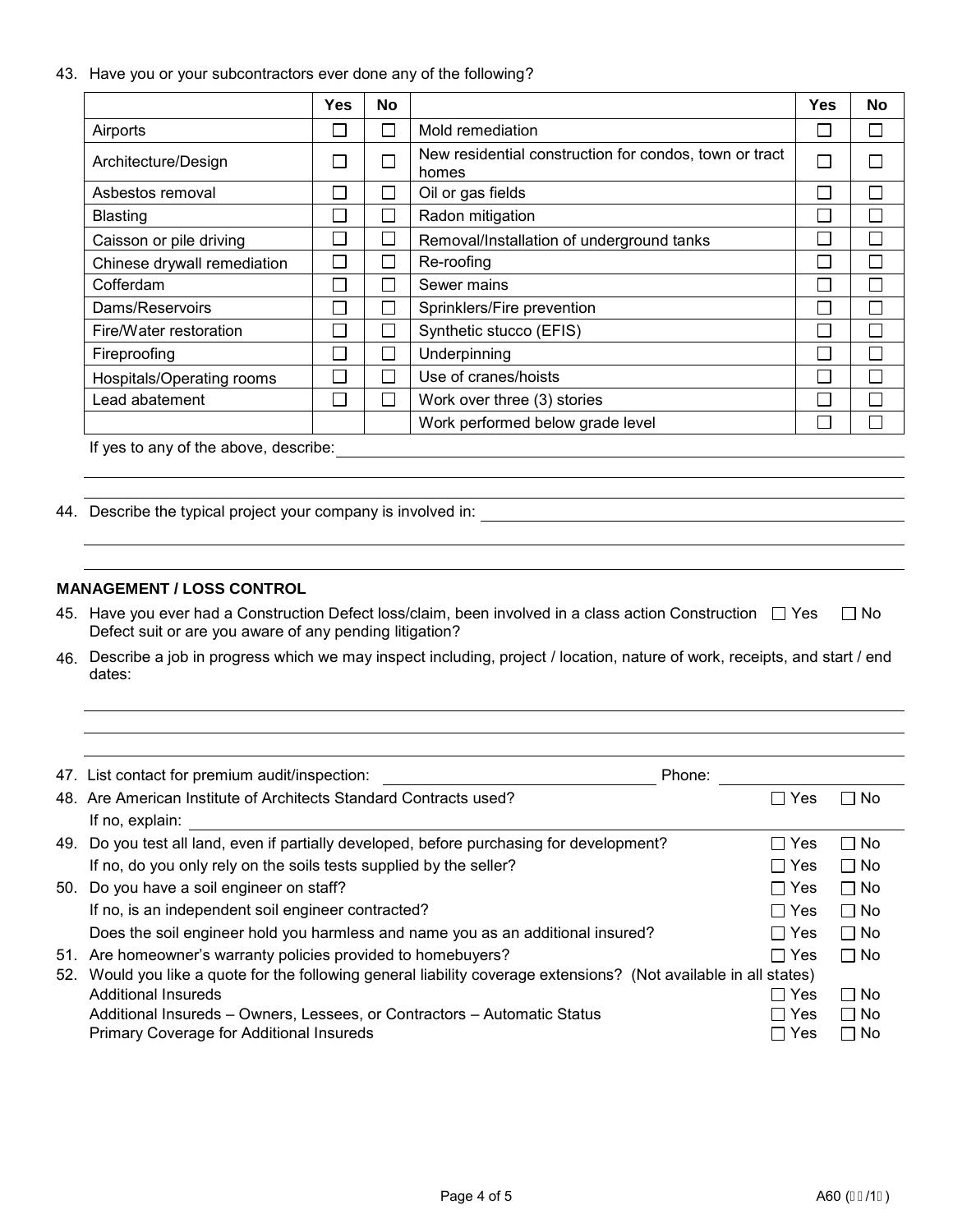43. Have you or your subcontractors ever done any of the following?

| | Yes | No | | Yes | No |
|---|---|---|---|---|---|
| Airports | ☐ | ☐ | Mold remediation | ☐ | ☐ |
| Architecture/Design | ☐ | ☐ | New residential construction for condos, town or tract homes | ☐ | ☐ |
| Asbestos removal | ☐ | ☐ | Oil or gas fields | ☐ | ☐ |
| Blasting | ☐ | ☐ | Radon mitigation | ☐ | ☐ |
| Caisson or pile driving | ☐ | ☐ | Removal/Installation of underground tanks | ☐ | ☐ |
| Chinese drywall remediation | ☐ | ☐ | Re-roofing | ☐ | ☐ |
| Cofferdam | ☐ | ☐ | Sewer mains | ☐ | ☐ |
| Dams/Reservoirs | ☐ | ☐ | Sprinklers/Fire prevention | ☐ | ☐ |
| Fire/Water restoration | ☐ | ☐ | Synthetic stucco (EFIS) | ☐ | ☐ |
| Fireproofing | ☐ | ☐ | Underpinning | ☐ | ☐ |
| Hospitals/Operating rooms | ☐ | ☐ | Use of cranes/hoists | ☐ | ☐ |
| Lead abatement | ☐ | ☐ | Work over three (3) stories | ☐ | ☐ |
| | | | Work performed below grade level | ☐ | ☐ |

If yes to any of the above, describe: ____________________

44. Describe the typical project your company is involved in: ____________________

## MANAGEMENT / LOSS CONTROL

45. Have you ever had a Construction Defect loss/claim, been involved in a class action Construction Defect suit or are you aware of any pending litigation? ☐ Yes ☐ No

46. Describe a job in progress which we may inspect including, project / location, nature of work, receipts, and start / end dates:

____________________

47. List contact for premium audit/inspection: ____________________ Phone: ____________________

48. Are American Institute of Architects Standard Contracts used? ☐ Yes ☐ No
    If no, explain: ____________________

49. Do you test all land, even if partially developed, before purchasing for development? ☐ Yes ☐ No
    If no, do you only rely on the soils tests supplied by the seller? ☐ Yes ☐ No

50. Do you have a soil engineer on staff? ☐ Yes ☐ No
    If no, is an independent soil engineer contracted? ☐ Yes ☐ No
    Does the soil engineer hold you harmless and name you as an additional insured? ☐ Yes ☐ No

51. Are homeowner's warranty policies provided to homebuyers? ☐ Yes ☐ No

52. Would you like a quote for the following general liability coverage extensions? (Not available in all states)
    Additional Insureds ☐ Yes ☐ No
    Additional Insureds – Owners, Lessees, or Contractors – Automatic Status ☐ Yes ☐ No
    Primary Coverage for Additional Insureds ☐ Yes ☐ No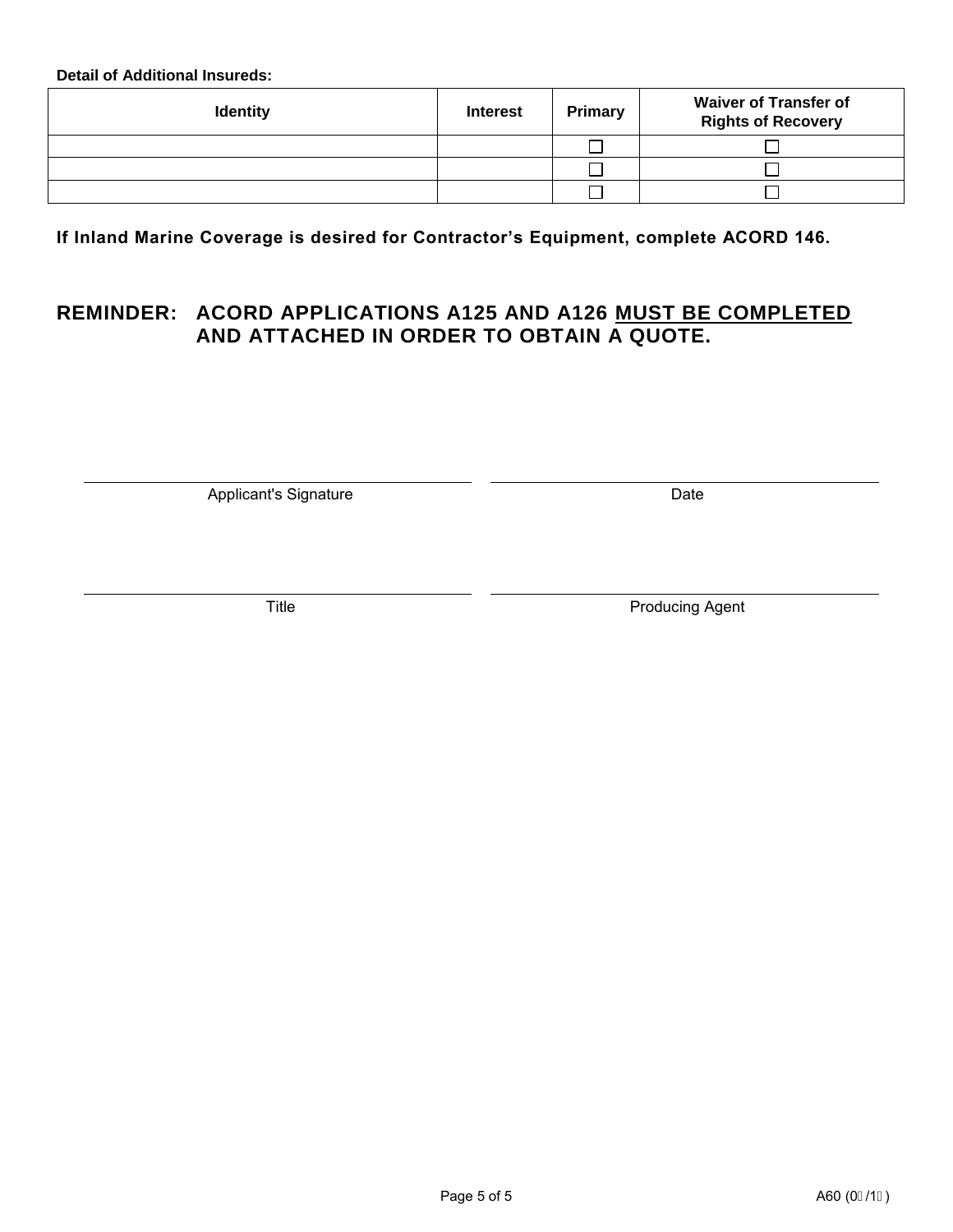**Detail of Additional Insureds:**

| Identity | Interest | Primary | Waiver of Transfer of Rights of Recovery |
|---|---|---|---|
| | | ☐ | ☐ |
| | | ☐ | ☐ |
| | | ☐ | ☐ |

**If Inland Marine Coverage is desired for Contractor's Equipment, complete ACORD 146.**

**REMINDER: ACORD APPLICATIONS A125 AND A126 MUST BE COMPLETED AND ATTACHED IN ORDER TO OBTAIN A QUOTE.**

_______________________________ Applicant's Signature

_______________________________ Date

_______________________________ Title

_______________________________ Producing Agent

A60 (0 /1 )